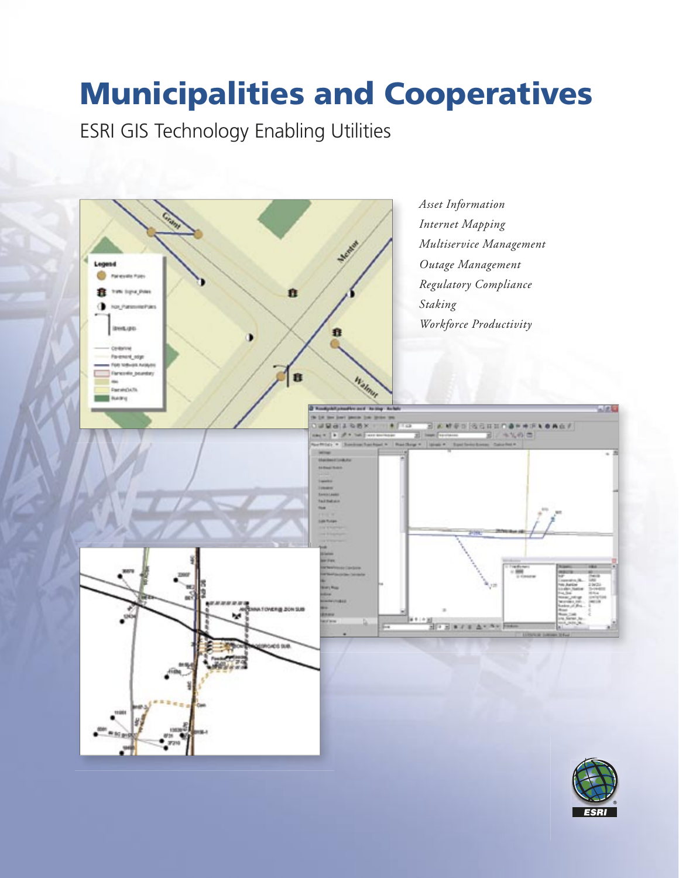# Municipalities and Cooperatives

ESRI GIS Technology Enabling Utilities

*Asset Information*
*Internet Mapping*
*Multiservice Management*
*Outage Management*
*Regulatory Compliance*
*Staking*
*Workforce Productivity*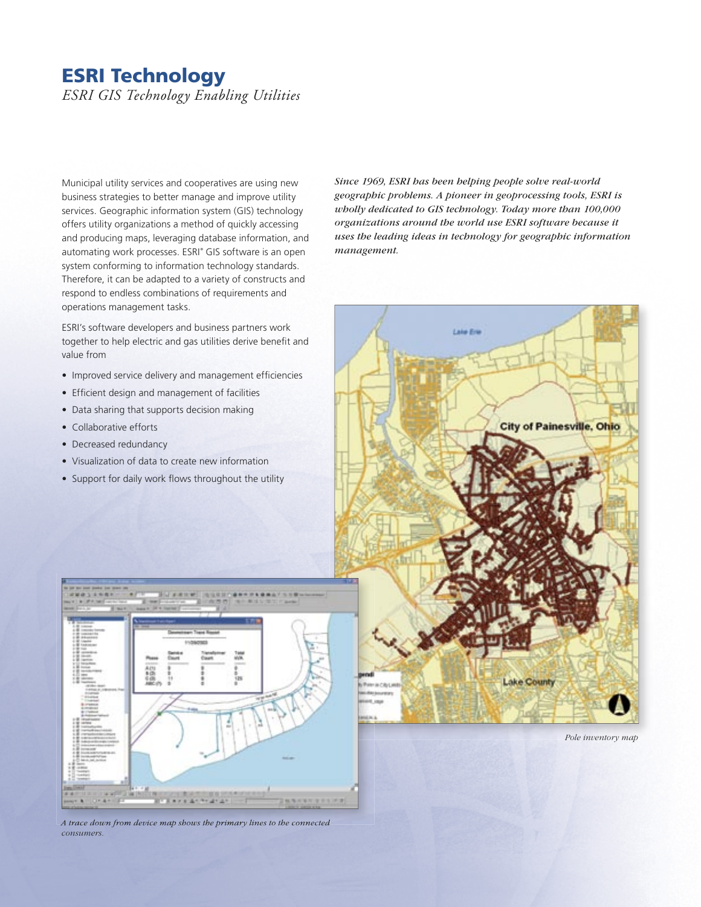# ESRI Technology

*ESRI GIS Technology Enabling Utilities*

Municipal utility services and cooperatives are using new business strategies to better manage and improve utility services. Geographic information system (GIS) technology offers utility organizations a method of quickly accessing and producing maps, leveraging database information, and automating work processes. ESRI® GIS software is an open system conforming to information technology standards. Therefore, it can be adapted to a variety of constructs and respond to endless combinations of requirements and operations management tasks.

ESRI's software developers and business partners work together to help electric and gas utilities derive benefit and value from

- Improved service delivery and management efficiencies
- Efficient design and management of facilities
- Data sharing that supports decision making
- Collaborative efforts
- Decreased redundancy
- Visualization of data to create new information
- Support for daily work flows throughout the utility

*Since 1969, ESRI has been helping people solve real-world geographic problems. A pioneer in geoprocessing tools, ESRI is wholly dedicated to GIS technology. Today more than 100,000 organizations around the world use ESRI software because it uses the leading ideas in technology for geographic information management.*

*Pole inventory map*

*A trace down from device map shows the primary lines to the connected consumers.*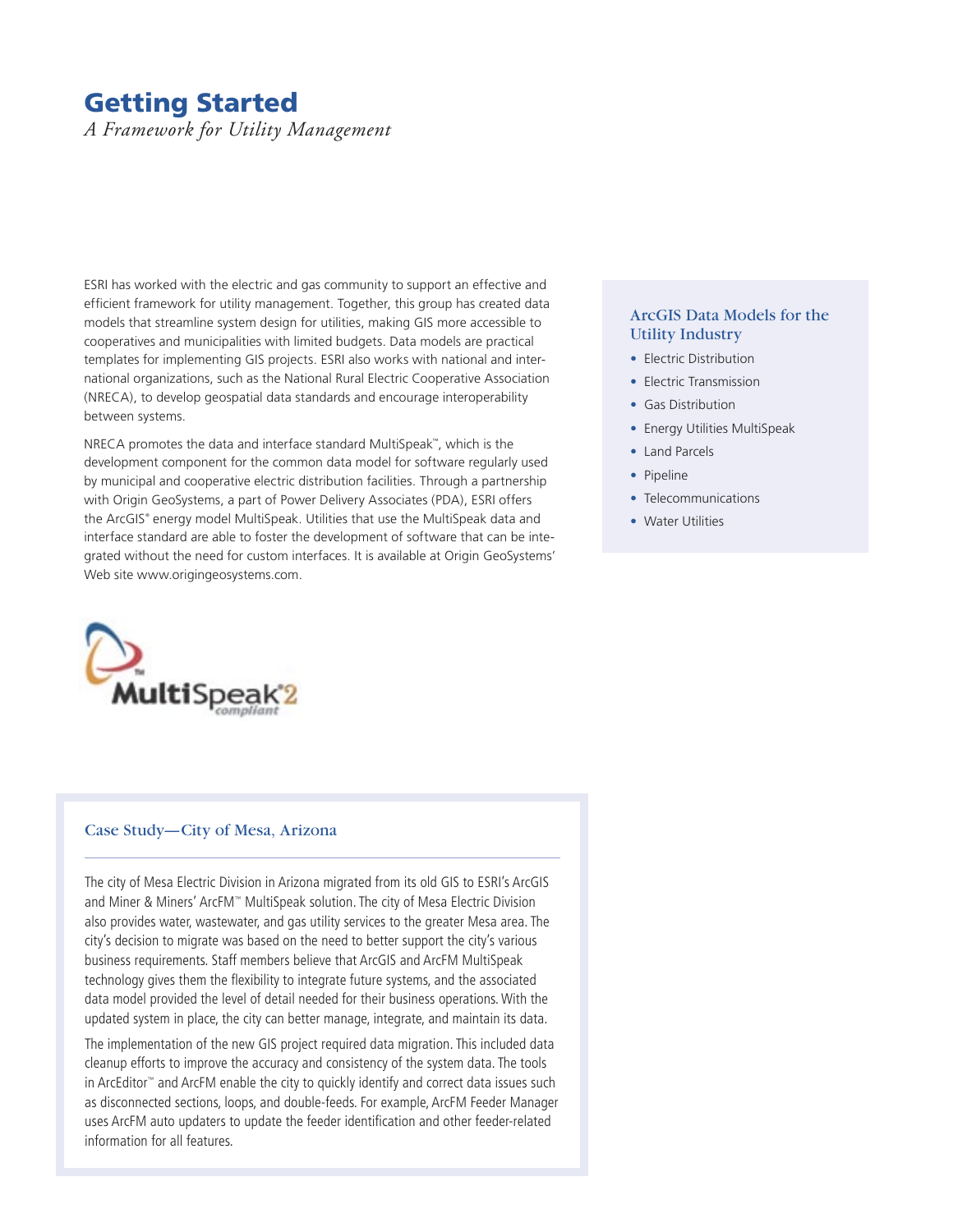# Getting Started

*A Framework for Utility Management*

ESRI has worked with the electric and gas community to support an effective and efficient framework for utility management. Together, this group has created data models that streamline system design for utilities, making GIS more accessible to cooperatives and municipalities with limited budgets. Data models are practical templates for implementing GIS projects. ESRI also works with national and international organizations, such as the National Rural Electric Cooperative Association (NRECA), to develop geospatial data standards and encourage interoperability between systems.

NRECA promotes the data and interface standard MultiSpeak™, which is the development component for the common data model for software regularly used by municipal and cooperative electric distribution facilities. Through a partnership with Origin GeoSystems, a part of Power Delivery Associates (PDA), ESRI offers the ArcGIS® energy model MultiSpeak. Utilities that use the MultiSpeak data and interface standard are able to foster the development of software that can be integrated without the need for custom interfaces. It is available at Origin GeoSystems' Web site www.origingeosystems.com.

### ArcGIS Data Models for the Utility Industry

- Electric Distribution
- Electric Transmission
- Gas Distribution
- Energy Utilities MultiSpeak
- Land Parcels
- Pipeline
- Telecommunications
- Water Utilities

MultiSpeak™ 2 compliant

### Case Study—City of Mesa, Arizona

The city of Mesa Electric Division in Arizona migrated from its old GIS to ESRI's ArcGIS and Miner & Miners' ArcFM™ MultiSpeak solution. The city of Mesa Electric Division also provides water, wastewater, and gas utility services to the greater Mesa area. The city's decision to migrate was based on the need to better support the city's various business requirements. Staff members believe that ArcGIS and ArcFM MultiSpeak technology gives them the flexibility to integrate future systems, and the associated data model provided the level of detail needed for their business operations. With the updated system in place, the city can better manage, integrate, and maintain its data.

The implementation of the new GIS project required data migration. This included data cleanup efforts to improve the accuracy and consistency of the system data. The tools in ArcEditor™ and ArcFM enable the city to quickly identify and correct data issues such as disconnected sections, loops, and double-feeds. For example, ArcFM Feeder Manager uses ArcFM auto updaters to update the feeder identification and other feeder-related information for all features.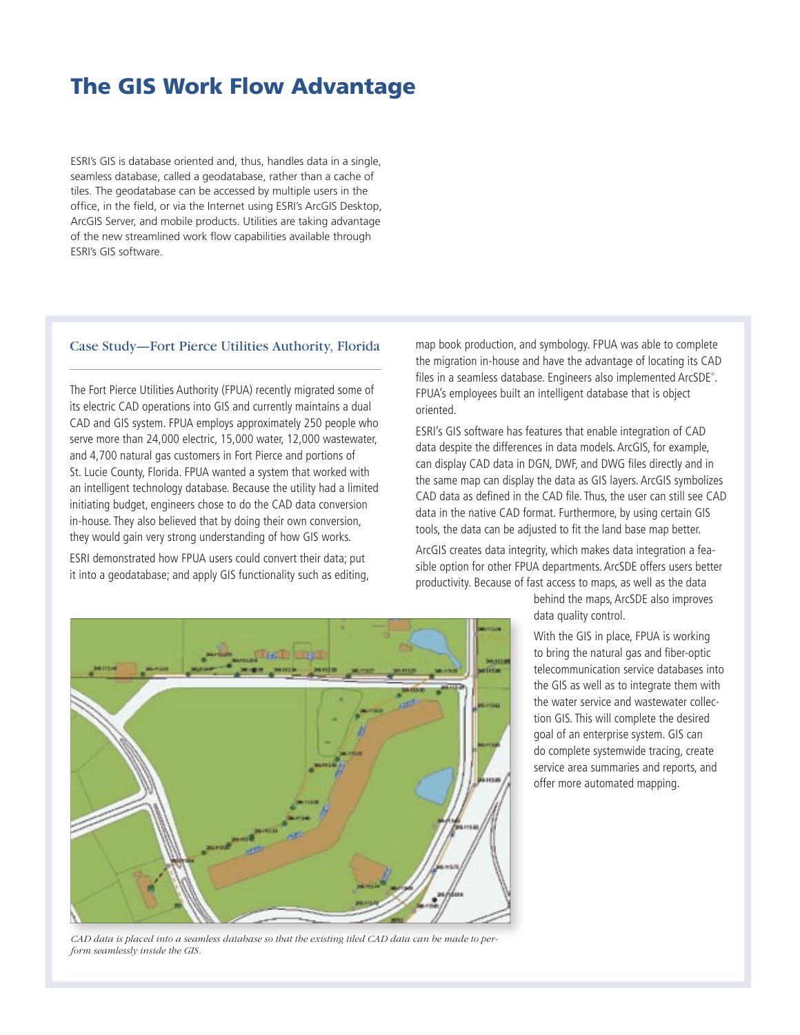# The GIS Work Flow Advantage

ESRI's GIS is database oriented and, thus, handles data in a single, seamless database, called a geodatabase, rather than a cache of tiles. The geodatabase can be accessed by multiple users in the office, in the field, or via the Internet using ESRI's ArcGIS Desktop, ArcGIS Server, and mobile products. Utilities are taking advantage of the new streamlined work flow capabilities available through ESRI's GIS software.

## Case Study—Fort Pierce Utilities Authority, Florida

The Fort Pierce Utilities Authority (FPUA) recently migrated some of its electric CAD operations into GIS and currently maintains a dual CAD and GIS system. FPUA employs approximately 250 people who serve more than 24,000 electric, 15,000 water, 12,000 wastewater, and 4,700 natural gas customers in Fort Pierce and portions of St. Lucie County, Florida. FPUA wanted a system that worked with an intelligent technology database. Because the utility had a limited initiating budget, engineers chose to do the CAD data conversion in-house. They also believed that by doing their own conversion, they would gain very strong understanding of how GIS works.

ESRI demonstrated how FPUA users could convert their data; put it into a geodatabase; and apply GIS functionality such as editing, map book production, and symbology. FPUA was able to complete the migration in-house and have the advantage of locating its CAD files in a seamless database. Engineers also implemented ArcSDE®. FPUA's employees built an intelligent database that is object oriented.

ESRI's GIS software has features that enable integration of CAD data despite the differences in data models. ArcGIS, for example, can display CAD data in DGN, DWF, and DWG files directly and in the same map can display the data as GIS layers. ArcGIS symbolizes CAD data as defined in the CAD file. Thus, the user can still see CAD data in the native CAD format. Furthermore, by using certain GIS tools, the data can be adjusted to fit the land base map better.

ArcGIS creates data integrity, which makes data integration a feasible option for other FPUA departments. ArcSDE offers users better productivity. Because of fast access to maps, as well as the data behind the maps, ArcSDE also improves data quality control.

With the GIS in place, FPUA is working to bring the natural gas and fiber-optic telecommunication service databases into the GIS as well as to integrate them with the water service and wastewater collection GIS. This will complete the desired goal of an enterprise system. GIS can do complete systemwide tracing, create service area summaries and reports, and offer more automated mapping.

*CAD data is placed into a seamless database so that the existing tiled CAD data can be made to perform seamlessly inside the GIS.*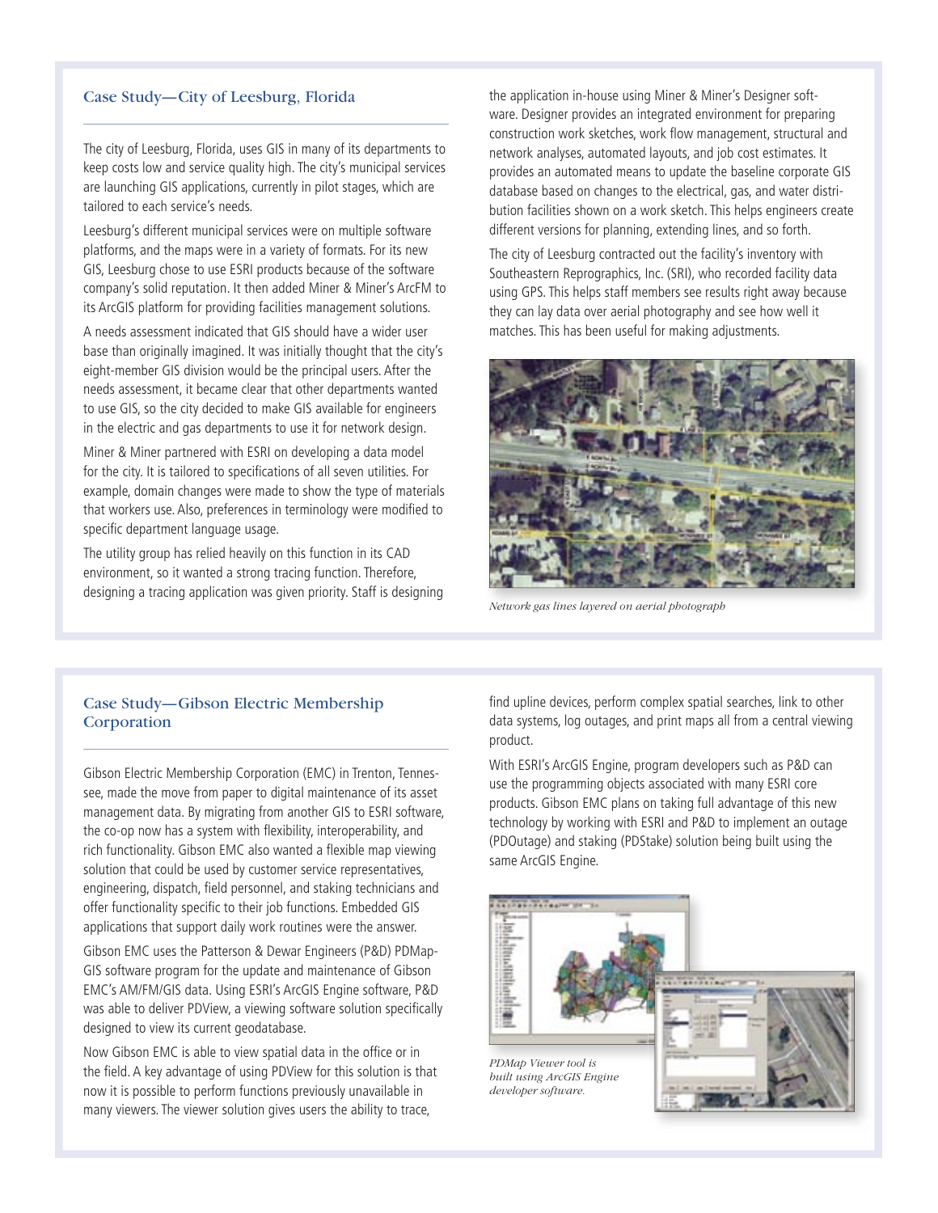## Case Study—City of Leesburg, Florida

The city of Leesburg, Florida, uses GIS in many of its departments to keep costs low and service quality high. The city's municipal services are launching GIS applications, currently in pilot stages, which are tailored to each service's needs.

Leesburg's different municipal services were on multiple software platforms, and the maps were in a variety of formats. For its new GIS, Leesburg chose to use ESRI products because of the software company's solid reputation. It then added Miner & Miner's ArcFM to its ArcGIS platform for providing facilities management solutions.

A needs assessment indicated that GIS should have a wider user base than originally imagined. It was initially thought that the city's eight-member GIS division would be the principal users. After the needs assessment, it became clear that other departments wanted to use GIS, so the city decided to make GIS available for engineers in the electric and gas departments to use it for network design.

Miner & Miner partnered with ESRI on developing a data model for the city. It is tailored to specifications of all seven utilities. For example, domain changes were made to show the type of materials that workers use. Also, preferences in terminology were modified to specific department language usage.

The utility group has relied heavily on this function in its CAD environment, so it wanted a strong tracing function. Therefore, designing a tracing application was given priority. Staff is designing the application in-house using Miner & Miner's Designer software. Designer provides an integrated environment for preparing construction work sketches, work flow management, structural and network analyses, automated layouts, and job cost estimates. It provides an automated means to update the baseline corporate GIS database based on changes to the electrical, gas, and water distribution facilities shown on a work sketch. This helps engineers create different versions for planning, extending lines, and so forth.

The city of Leesburg contracted out the facility's inventory with Southeastern Reprographics, Inc. (SRI), who recorded facility data using GPS. This helps staff members see results right away because they can lay data over aerial photography and see how well it matches. This has been useful for making adjustments.

*Network gas lines layered on aerial photograph*

## Case Study—Gibson Electric Membership Corporation

Gibson Electric Membership Corporation (EMC) in Trenton, Tennessee, made the move from paper to digital maintenance of its asset management data. By migrating from another GIS to ESRI software, the co-op now has a system with flexibility, interoperability, and rich functionality. Gibson EMC also wanted a flexible map viewing solution that could be used by customer service representatives, engineering, dispatch, field personnel, and staking technicians and offer functionality specific to their job functions. Embedded GIS applications that support daily work routines were the answer.

Gibson EMC uses the Patterson & Dewar Engineers (P&D) PDMap-GIS software program for the update and maintenance of Gibson EMC's AM/FM/GIS data. Using ESRI's ArcGIS Engine software, P&D was able to deliver PDView, a viewing software solution specifically designed to view its current geodatabase.

Now Gibson EMC is able to view spatial data in the office or in the field. A key advantage of using PDView for this solution is that now it is possible to perform functions previously unavailable in many viewers. The viewer solution gives users the ability to trace, find upline devices, perform complex spatial searches, link to other data systems, log outages, and print maps all from a central viewing product.

With ESRI's ArcGIS Engine, program developers such as P&D can use the programming objects associated with many ESRI core products. Gibson EMC plans on taking full advantage of this new technology by working with ESRI and P&D to implement an outage (PDOutage) and staking (PDStake) solution being built using the same ArcGIS Engine.

*PDMap Viewer tool is built using ArcGIS Engine developer software.*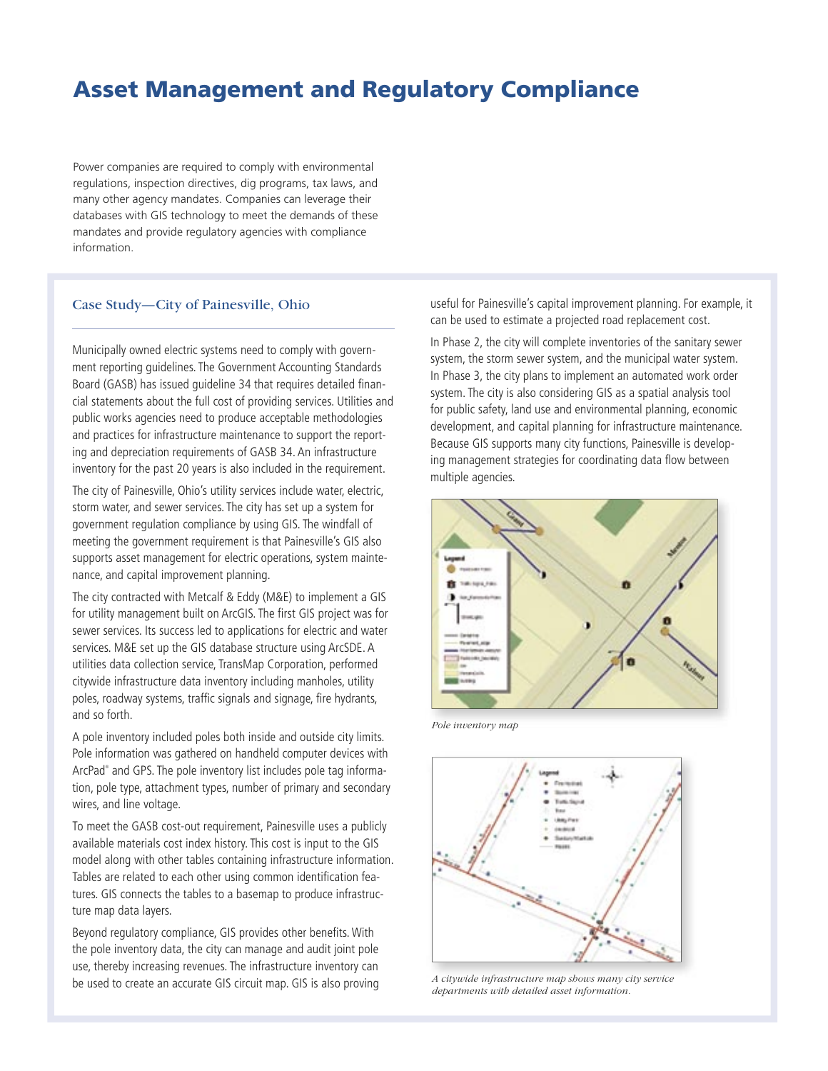# Asset Management and Regulatory Compliance

Power companies are required to comply with environmental regulations, inspection directives, dig programs, tax laws, and many other agency mandates. Companies can leverage their databases with GIS technology to meet the demands of these mandates and provide regulatory agencies with compliance information.

## Case Study—City of Painesville, Ohio

Municipally owned electric systems need to comply with government reporting guidelines. The Government Accounting Standards Board (GASB) has issued guideline 34 that requires detailed financial statements about the full cost of providing services. Utilities and public works agencies need to produce acceptable methodologies and practices for infrastructure maintenance to support the reporting and depreciation requirements of GASB 34. An infrastructure inventory for the past 20 years is also included in the requirement.

The city of Painesville, Ohio's utility services include water, electric, storm water, and sewer services. The city has set up a system for government regulation compliance by using GIS. The windfall of meeting the government requirement is that Painesville's GIS also supports asset management for electric operations, system maintenance, and capital improvement planning.

The city contracted with Metcalf & Eddy (M&E) to implement a GIS for utility management built on ArcGIS. The first GIS project was for sewer services. Its success led to applications for electric and water services. M&E set up the GIS database structure using ArcSDE. A utilities data collection service, TransMap Corporation, performed citywide infrastructure data inventory including manholes, utility poles, roadway systems, traffic signals and signage, fire hydrants, and so forth.

A pole inventory included poles both inside and outside city limits. Pole information was gathered on handheld computer devices with ArcPad® and GPS. The pole inventory list includes pole tag information, pole type, attachment types, number of primary and secondary wires, and line voltage.

To meet the GASB cost-out requirement, Painesville uses a publicly available materials cost index history. This cost is input to the GIS model along with other tables containing infrastructure information. Tables are related to each other using common identification features. GIS connects the tables to a basemap to produce infrastructure map data layers.

Beyond regulatory compliance, GIS provides other benefits. With the pole inventory data, the city can manage and audit joint pole use, thereby increasing revenues. The infrastructure inventory can be used to create an accurate GIS circuit map. GIS is also proving useful for Painesville's capital improvement planning. For example, it can be used to estimate a projected road replacement cost.

In Phase 2, the city will complete inventories of the sanitary sewer system, the storm sewer system, and the municipal water system. In Phase 3, the city plans to implement an automated work order system. The city is also considering GIS as a spatial analysis tool for public safety, land use and environmental planning, economic development, and capital planning for infrastructure maintenance. Because GIS supports many city functions, Painesville is developing management strategies for coordinating data flow between multiple agencies.

*Pole inventory map*

*A citywide infrastructure map shows many city service departments with detailed asset information.*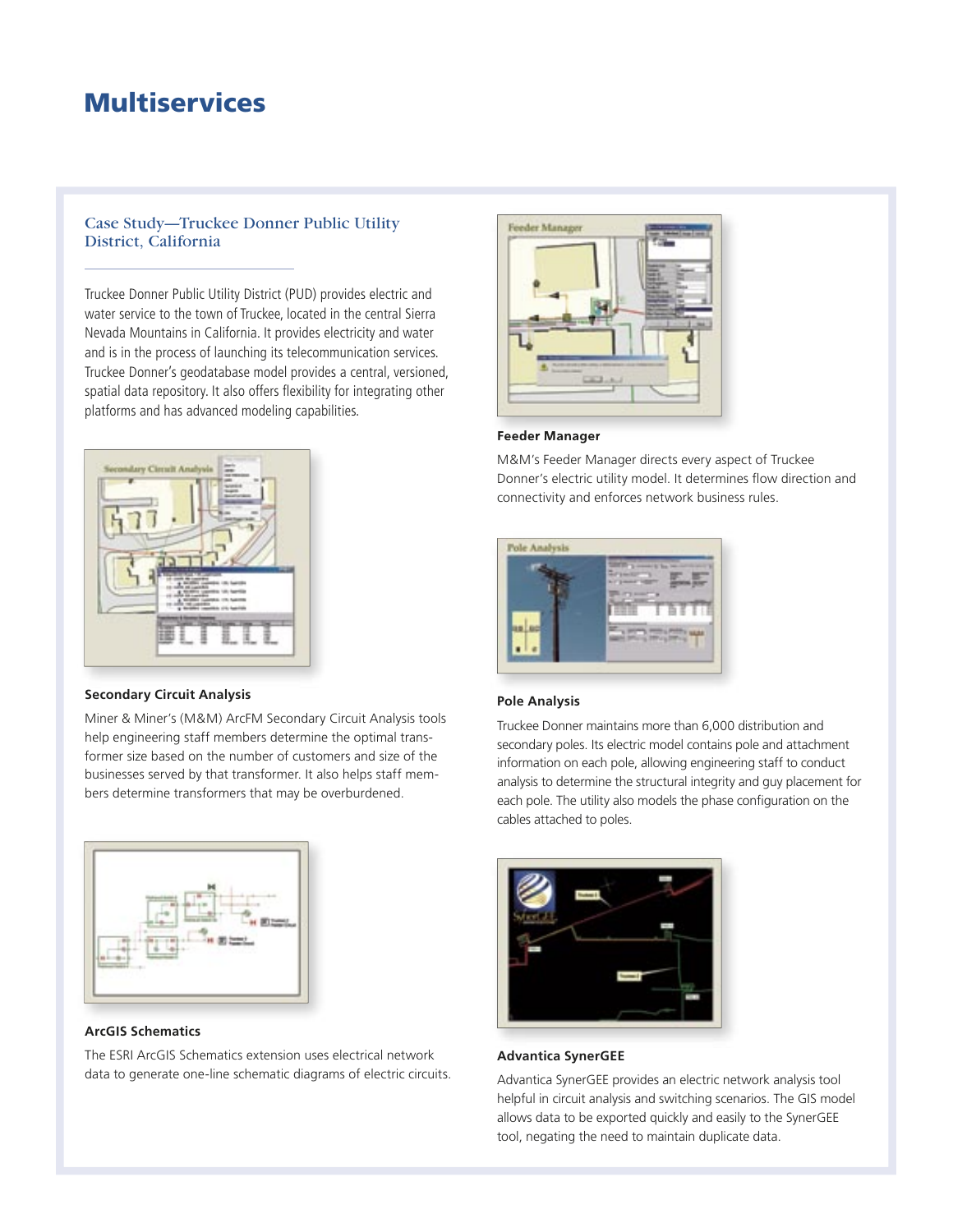# Multiservices

## Case Study—Truckee Donner Public Utility District, California

Truckee Donner Public Utility District (PUD) provides electric and water service to the town of Truckee, located in the central Sierra Nevada Mountains in California. It provides electricity and water and is in the process of launching its telecommunication services. Truckee Donner's geodatabase model provides a central, versioned, spatial data repository. It also offers flexibility for integrating other platforms and has advanced modeling capabilities.

**Secondary Circuit Analysis**

Miner & Miner's (M&M) ArcFM Secondary Circuit Analysis tools help engineering staff members determine the optimal transformer size based on the number of customers and size of the businesses served by that transformer. It also helps staff members determine transformers that may be overburdened.

**ArcGIS Schematics**

The ESRI ArcGIS Schematics extension uses electrical network data to generate one-line schematic diagrams of electric circuits.

**Feeder Manager**

M&M's Feeder Manager directs every aspect of Truckee Donner's electric utility model. It determines flow direction and connectivity and enforces network business rules.

**Pole Analysis**

Truckee Donner maintains more than 6,000 distribution and secondary poles. Its electric model contains pole and attachment information on each pole, allowing engineering staff to conduct analysis to determine the structural integrity and guy placement for each pole. The utility also models the phase configuration on the cables attached to poles.

**Advantica SynerGEE**

Advantica SynerGEE provides an electric network analysis tool helpful in circuit analysis and switching scenarios. The GIS model allows data to be exported quickly and easily to the SynerGEE tool, negating the need to maintain duplicate data.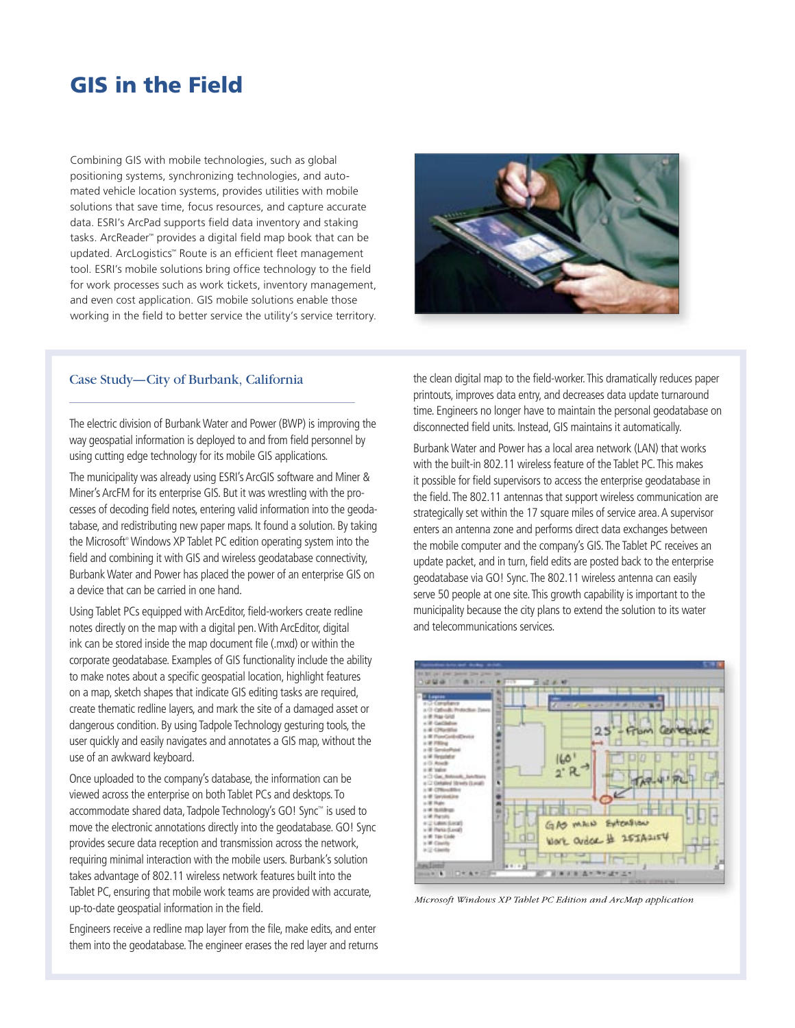# GIS in the Field

Combining GIS with mobile technologies, such as global positioning systems, synchronizing technologies, and automated vehicle location systems, provides utilities with mobile solutions that save time, focus resources, and capture accurate data. ESRI's ArcPad supports field data inventory and staking tasks. ArcReader™ provides a digital field map book that can be updated. ArcLogistics™ Route is an efficient fleet management tool. ESRI's mobile solutions bring office technology to the field for work processes such as work tickets, inventory management, and even cost application. GIS mobile solutions enable those working in the field to better service the utility's service territory.

## Case Study—City of Burbank, California

The electric division of Burbank Water and Power (BWP) is improving the way geospatial information is deployed to and from field personnel by using cutting edge technology for its mobile GIS applications.

The municipality was already using ESRI's ArcGIS software and Miner & Miner's ArcFM for its enterprise GIS. But it was wrestling with the processes of decoding field notes, entering valid information into the geodatabase, and redistributing new paper maps. It found a solution. By taking the Microsoft® Windows XP Tablet PC edition operating system into the field and combining it with GIS and wireless geodatabase connectivity, Burbank Water and Power has placed the power of an enterprise GIS on a device that can be carried in one hand.

Using Tablet PCs equipped with ArcEditor, field-workers create redline notes directly on the map with a digital pen. With ArcEditor, digital ink can be stored inside the map document file (.mxd) or within the corporate geodatabase. Examples of GIS functionality include the ability to make notes about a specific geospatial location, highlight features on a map, sketch shapes that indicate GIS editing tasks are required, create thematic redline layers, and mark the site of a damaged asset or dangerous condition. By using Tadpole Technology gesturing tools, the user quickly and easily navigates and annotates a GIS map, without the use of an awkward keyboard.

Once uploaded to the company's database, the information can be viewed across the enterprise on both Tablet PCs and desktops. To accommodate shared data, Tadpole Technology's GO! Sync™ is used to move the electronic annotations directly into the geodatabase. GO! Sync provides secure data reception and transmission across the network, requiring minimal interaction with the mobile users. Burbank's solution takes advantage of 802.11 wireless network features built into the Tablet PC, ensuring that mobile work teams are provided with accurate, up-to-date geospatial information in the field.

Engineers receive a redline map layer from the file, make edits, and enter them into the geodatabase. The engineer erases the red layer and returns the clean digital map to the field-worker. This dramatically reduces paper printouts, improves data entry, and decreases data update turnaround time. Engineers no longer have to maintain the personal geodatabase on disconnected field units. Instead, GIS maintains it automatically.

Burbank Water and Power has a local area network (LAN) that works with the built-in 802.11 wireless feature of the Tablet PC. This makes it possible for field supervisors to access the enterprise geodatabase in the field. The 802.11 antennas that support wireless communication are strategically set within the 17 square miles of service area. A supervisor enters an antenna zone and performs direct data exchanges between the mobile computer and the company's GIS. The Tablet PC receives an update packet, and in turn, field edits are posted back to the enterprise geodatabase via GO! Sync. The 802.11 wireless antenna can easily serve 50 people at one site. This growth capability is important to the municipality because the city plans to extend the solution to its water and telecommunications services.

*Microsoft Windows XP Tablet PC Edition and ArcMap application*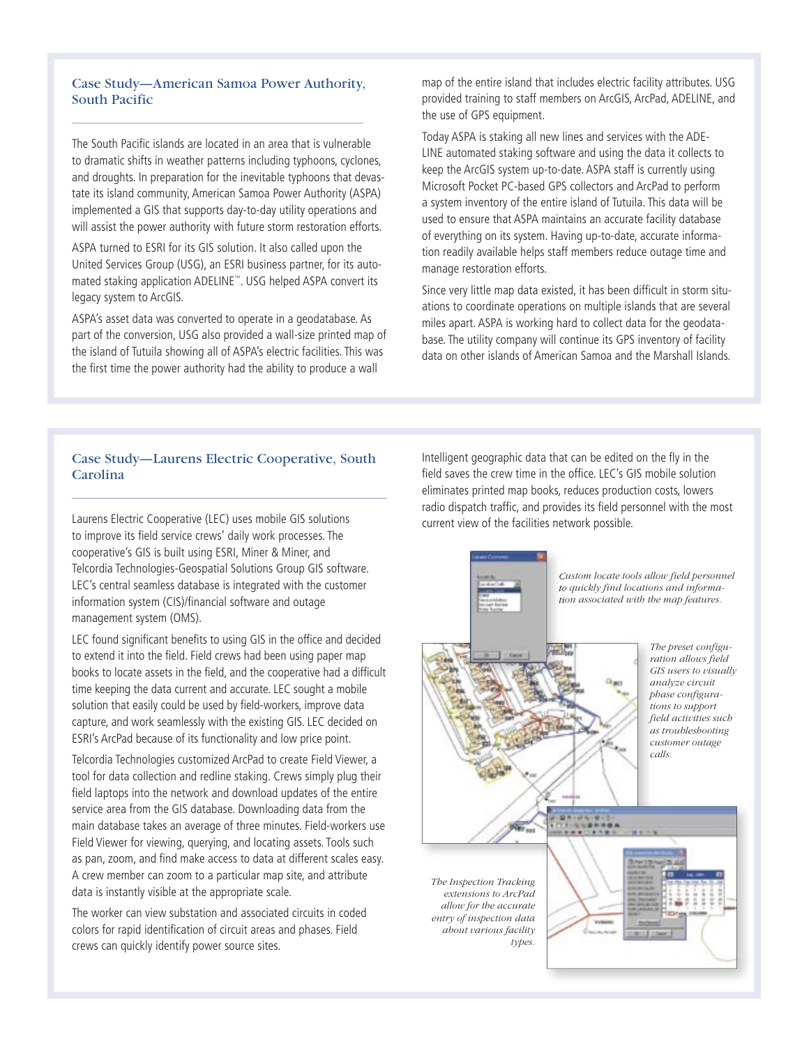## Case Study—American Samoa Power Authority, South Pacific

The South Pacific islands are located in an area that is vulnerable to dramatic shifts in weather patterns including typhoons, cyclones, and droughts. In preparation for the inevitable typhoons that devastate its island community, American Samoa Power Authority (ASPA) implemented a GIS that supports day-to-day utility operations and will assist the power authority with future storm restoration efforts.

ASPA turned to ESRI for its GIS solution. It also called upon the United Services Group (USG), an ESRI business partner, for its automated staking application ADELINE™. USG helped ASPA convert its legacy system to ArcGIS.

ASPA's asset data was converted to operate in a geodatabase. As part of the conversion, USG also provided a wall-size printed map of the island of Tutuila showing all of ASPA's electric facilities. This was the first time the power authority had the ability to produce a wall map of the entire island that includes electric facility attributes. USG provided training to staff members on ArcGIS, ArcPad, ADELINE, and the use of GPS equipment.

Today ASPA is staking all new lines and services with the ADELINE automated staking software and using the data it collects to keep the ArcGIS system up-to-date. ASPA staff is currently using Microsoft Pocket PC-based GPS collectors and ArcPad to perform a system inventory of the entire island of Tutuila. This data will be used to ensure that ASPA maintains an accurate facility database of everything on its system. Having up-to-date, accurate information readily available helps staff members reduce outage time and manage restoration efforts.

Since very little map data existed, it has been difficult in storm situations to coordinate operations on multiple islands that are several miles apart. ASPA is working hard to collect data for the geodatabase. The utility company will continue its GPS inventory of facility data on other islands of American Samoa and the Marshall Islands.

## Case Study—Laurens Electric Cooperative, South Carolina

Laurens Electric Cooperative (LEC) uses mobile GIS solutions to improve its field service crews' daily work processes. The cooperative's GIS is built using ESRI, Miner & Miner, and Telcordia Technologies-Geospatial Solutions Group GIS software. LEC's central seamless database is integrated with the customer information system (CIS)/financial software and outage management system (OMS).

LEC found significant benefits to using GIS in the office and decided to extend it into the field. Field crews had been using paper map books to locate assets in the field, and the cooperative had a difficult time keeping the data current and accurate. LEC sought a mobile solution that easily could be used by field-workers, improve data capture, and work seamlessly with the existing GIS. LEC decided on ESRI's ArcPad because of its functionality and low price point.

Telcordia Technologies customized ArcPad to create Field Viewer, a tool for data collection and redline staking. Crews simply plug their field laptops into the network and download updates of the entire service area from the GIS database. Downloading data from the main database takes an average of three minutes. Field-workers use Field Viewer for viewing, querying, and locating assets. Tools such as pan, zoom, and find make access to data at different scales easy. A crew member can zoom to a particular map site, and attribute data is instantly visible at the appropriate scale.

The worker can view substation and associated circuits in coded colors for rapid identification of circuit areas and phases. Field crews can quickly identify power source sites.

Intelligent geographic data that can be edited on the fly in the field saves the crew time in the office. LEC's GIS mobile solution eliminates printed map books, reduces production costs, lowers radio dispatch traffic, and provides its field personnel with the most current view of the facilities network possible.

*Custom locate tools allow field personnel to quickly find locations and information associated with the map features.*

*The preset configuration allows field GIS users to visually analyze circuit phase configurations to support field activities such as troubleshooting customer outage calls.*

*The Inspection Tracking extensions to ArcPad allow for the accurate entry of inspection data about various facility types.*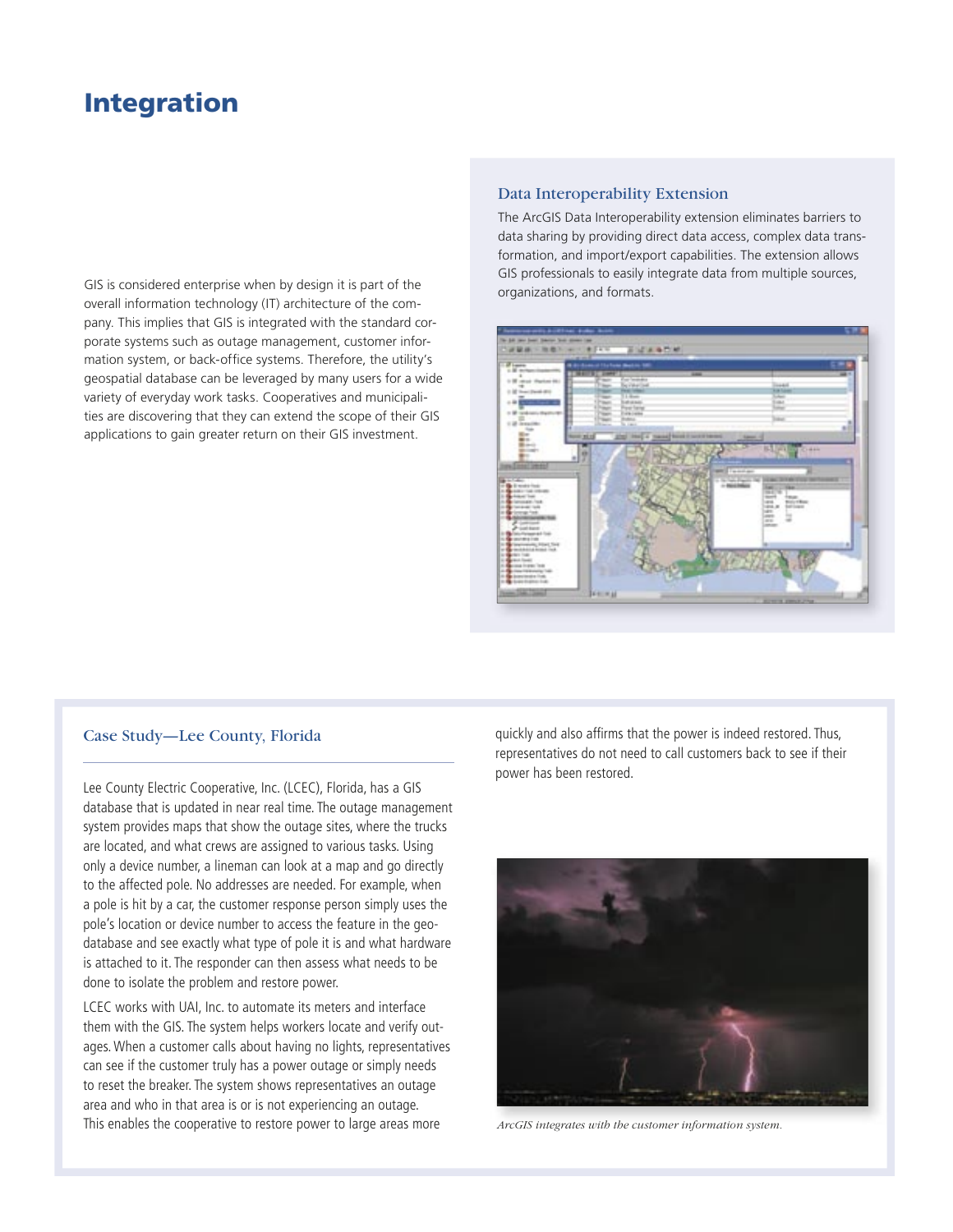# Integration

GIS is considered enterprise when by design it is part of the overall information technology (IT) architecture of the company. This implies that GIS is integrated with the standard corporate systems such as outage management, customer information system, or back-office systems. Therefore, the utility's geospatial database can be leveraged by many users for a wide variety of everyday work tasks. Cooperatives and municipalities are discovering that they can extend the scope of their GIS applications to gain greater return on their GIS investment.

### Data Interoperability Extension

The ArcGIS Data Interoperability extension eliminates barriers to data sharing by providing direct data access, complex data transformation, and import/export capabilities. The extension allows GIS professionals to easily integrate data from multiple sources, organizations, and formats.

### Case Study—Lee County, Florida

Lee County Electric Cooperative, Inc. (LCEC), Florida, has a GIS database that is updated in near real time. The outage management system provides maps that show the outage sites, where the trucks are located, and what crews are assigned to various tasks. Using only a device number, a lineman can look at a map and go directly to the affected pole. No addresses are needed. For example, when a pole is hit by a car, the customer response person simply uses the pole's location or device number to access the feature in the geodatabase and see exactly what type of pole it is and what hardware is attached to it. The responder can then assess what needs to be done to isolate the problem and restore power.

LCEC works with UAI, Inc. to automate its meters and interface them with the GIS. The system helps workers locate and verify outages. When a customer calls about having no lights, representatives can see if the customer truly has a power outage or simply needs to reset the breaker. The system shows representatives an outage area and who in that area is or is not experiencing an outage. This enables the cooperative to restore power to large areas more quickly and also affirms that the power is indeed restored. Thus, representatives do not need to call customers back to see if their power has been restored.

*ArcGIS integrates with the customer information system.*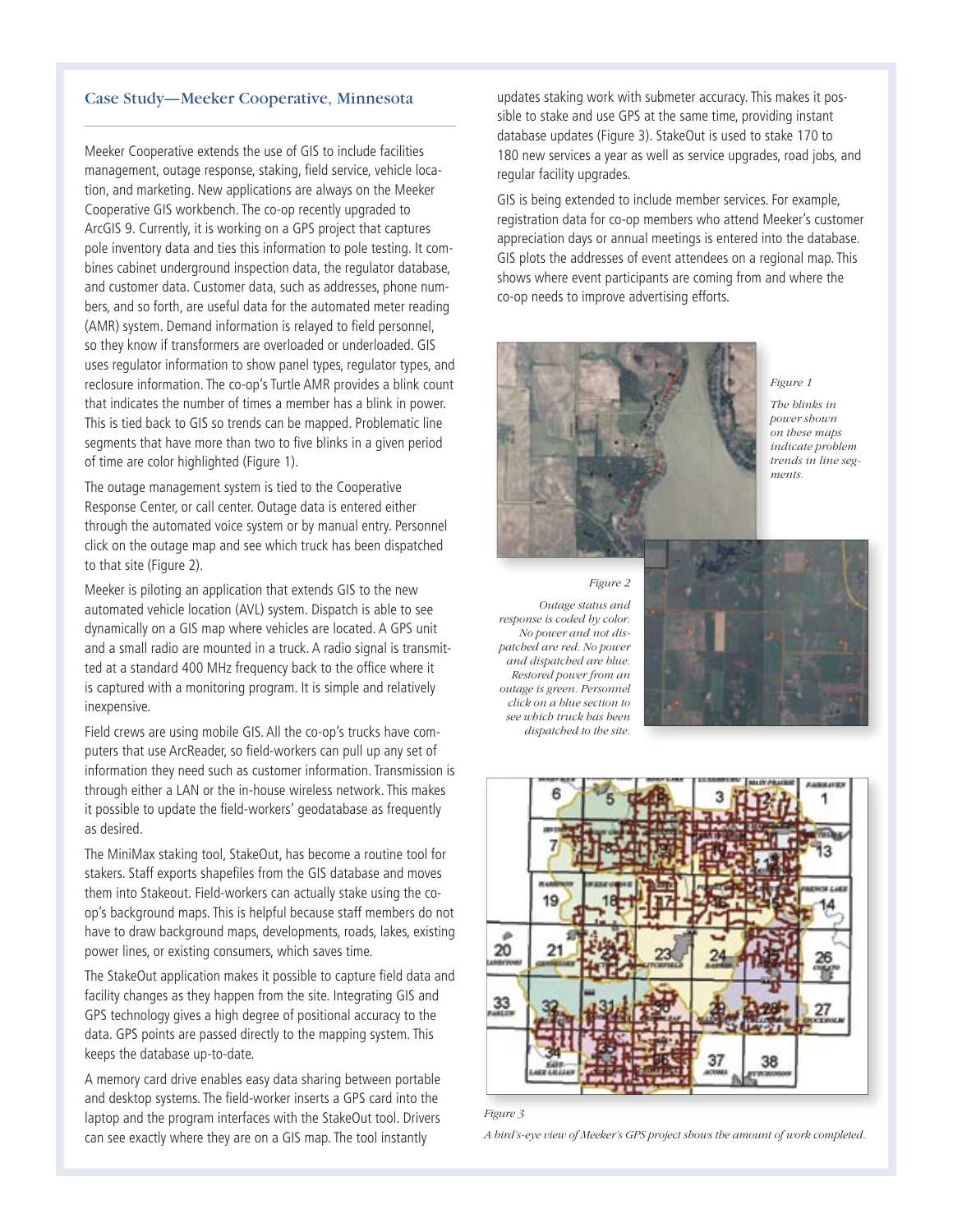## Case Study—Meeker Cooperative, Minnesota

Meeker Cooperative extends the use of GIS to include facilities management, outage response, staking, field service, vehicle location, and marketing. New applications are always on the Meeker Cooperative GIS workbench. The co-op recently upgraded to ArcGIS 9. Currently, it is working on a GPS project that captures pole inventory data and ties this information to pole testing. It combines cabinet underground inspection data, the regulator database, and customer data. Customer data, such as addresses, phone numbers, and so forth, are useful data for the automated meter reading (AMR) system. Demand information is relayed to field personnel, so they know if transformers are overloaded or underloaded. GIS uses regulator information to show panel types, regulator types, and reclosure information. The co-op's Turtle AMR provides a blink count that indicates the number of times a member has a blink in power. This is tied back to GIS so trends can be mapped. Problematic line segments that have more than two to five blinks in a given period of time are color highlighted (Figure 1).

The outage management system is tied to the Cooperative Response Center, or call center. Outage data is entered either through the automated voice system or by manual entry. Personnel click on the outage map and see which truck has been dispatched to that site (Figure 2).

Meeker is piloting an application that extends GIS to the new automated vehicle location (AVL) system. Dispatch is able to see dynamically on a GIS map where vehicles are located. A GPS unit and a small radio are mounted in a truck. A radio signal is transmitted at a standard 400 MHz frequency back to the office where it is captured with a monitoring program. It is simple and relatively inexpensive.

Field crews are using mobile GIS. All the co-op's trucks have computers that use ArcReader, so field-workers can pull up any set of information they need such as customer information. Transmission is through either a LAN or the in-house wireless network. This makes it possible to update the field-workers' geodatabase as frequently as desired.

The MiniMax staking tool, StakeOut, has become a routine tool for stakers. Staff exports shapefiles from the GIS database and moves them into Stakeout. Field-workers can actually stake using the co-op's background maps. This is helpful because staff members do not have to draw background maps, developments, roads, lakes, existing power lines, or existing consumers, which saves time.

The StakeOut application makes it possible to capture field data and facility changes as they happen from the site. Integrating GIS and GPS technology gives a high degree of positional accuracy to the data. GPS points are passed directly to the mapping system. This keeps the database up-to-date.

A memory card drive enables easy data sharing between portable and desktop systems. The field-worker inserts a GPS card into the laptop and the program interfaces with the StakeOut tool. Drivers can see exactly where they are on a GIS map. The tool instantly updates staking work with submeter accuracy. This makes it possible to stake and use GPS at the same time, providing instant database updates (Figure 3). StakeOut is used to stake 170 to 180 new services a year as well as service upgrades, road jobs, and regular facility upgrades.

GIS is being extended to include member services. For example, registration data for co-op members who attend Meeker's customer appreciation days or annual meetings is entered into the database. GIS plots the addresses of event attendees on a regional map. This shows where event participants are coming from and where the co-op needs to improve advertising efforts.

*Figure 1*

*The blinks in power shown on these maps indicate problem trends in line segments.*

*Figure 2*

*Outage status and response is coded by color. No power and not dispatched are red. No power and dispatched are blue. Restored power from an outage is green. Personnel click on a blue section to see which truck has been dispatched to the site.*

*Figure 3*

*A bird's-eye view of Meeker's GPS project shows the amount of work completed.*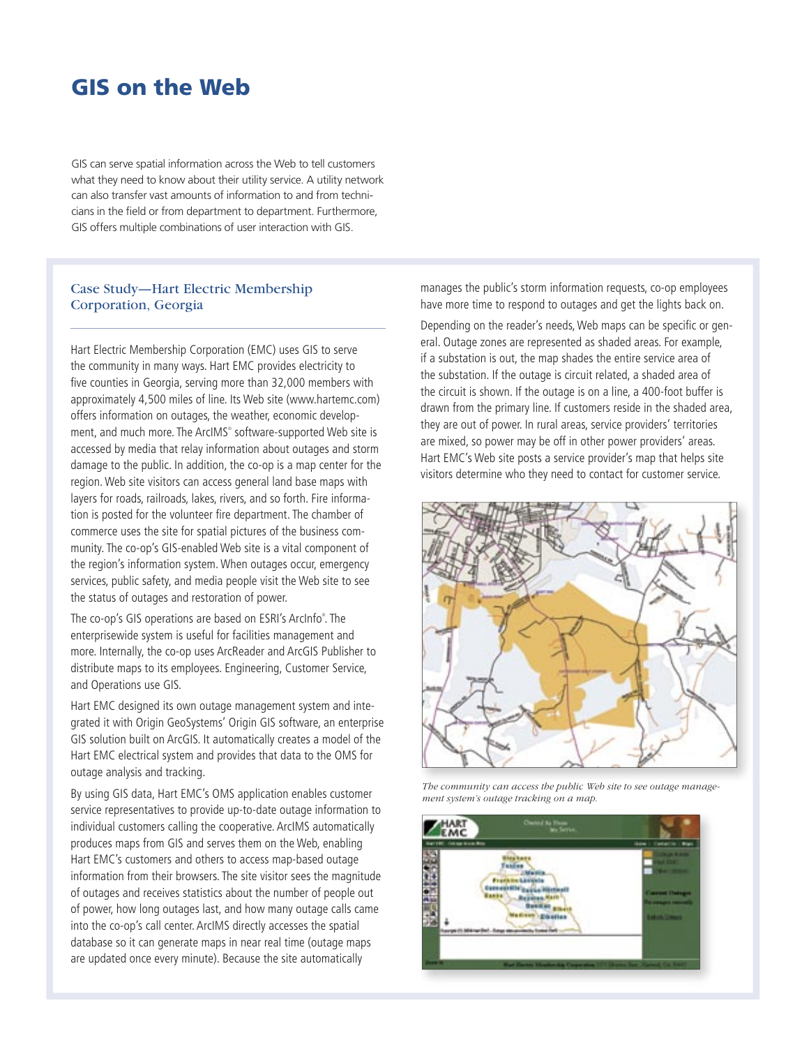# GIS on the Web

GIS can serve spatial information across the Web to tell customers what they need to know about their utility service. A utility network can also transfer vast amounts of information to and from technicians in the field or from department to department. Furthermore, GIS offers multiple combinations of user interaction with GIS.

## Case Study—Hart Electric Membership Corporation, Georgia

Hart Electric Membership Corporation (EMC) uses GIS to serve the community in many ways. Hart EMC provides electricity to five counties in Georgia, serving more than 32,000 members with approximately 4,500 miles of line. Its Web site (www.hartemc.com) offers information on outages, the weather, economic development, and much more. The ArcIMS® software-supported Web site is accessed by media that relay information about outages and storm damage to the public. In addition, the co-op is a map center for the region. Web site visitors can access general land base maps with layers for roads, railroads, lakes, rivers, and so forth. Fire information is posted for the volunteer fire department. The chamber of commerce uses the site for spatial pictures of the business community. The co-op's GIS-enabled Web site is a vital component of the region's information system. When outages occur, emergency services, public safety, and media people visit the Web site to see the status of outages and restoration of power.

The co-op's GIS operations are based on ESRI's ArcInfo®. The enterprisewide system is useful for facilities management and more. Internally, the co-op uses ArcReader and ArcGIS Publisher to distribute maps to its employees. Engineering, Customer Service, and Operations use GIS.

Hart EMC designed its own outage management system and integrated it with Origin GeoSystems' Origin GIS software, an enterprise GIS solution built on ArcGIS. It automatically creates a model of the Hart EMC electrical system and provides that data to the OMS for outage analysis and tracking.

By using GIS data, Hart EMC's OMS application enables customer service representatives to provide up-to-date outage information to individual customers calling the cooperative. ArcIMS automatically produces maps from GIS and serves them on the Web, enabling Hart EMC's customers and others to access map-based outage information from their browsers. The site visitor sees the magnitude of outages and receives statistics about the number of people out of power, how long outages last, and how many outage calls came into the co-op's call center. ArcIMS directly accesses the spatial database so it can generate maps in near real time (outage maps are updated once every minute). Because the site automatically manages the public's storm information requests, co-op employees have more time to respond to outages and get the lights back on.

Depending on the reader's needs, Web maps can be specific or general. Outage zones are represented as shaded areas. For example, if a substation is out, the map shades the entire service area of the substation. If the outage is circuit related, a shaded area of the circuit is shown. If the outage is on a line, a 400-foot buffer is drawn from the primary line. If customers reside in the shaded area, they are out of power. In rural areas, service providers' territories are mixed, so power may be off in other power providers' areas. Hart EMC's Web site posts a service provider's map that helps site visitors determine who they need to contact for customer service.

*The community can access the public Web site to see outage management system's outage tracking on a map.*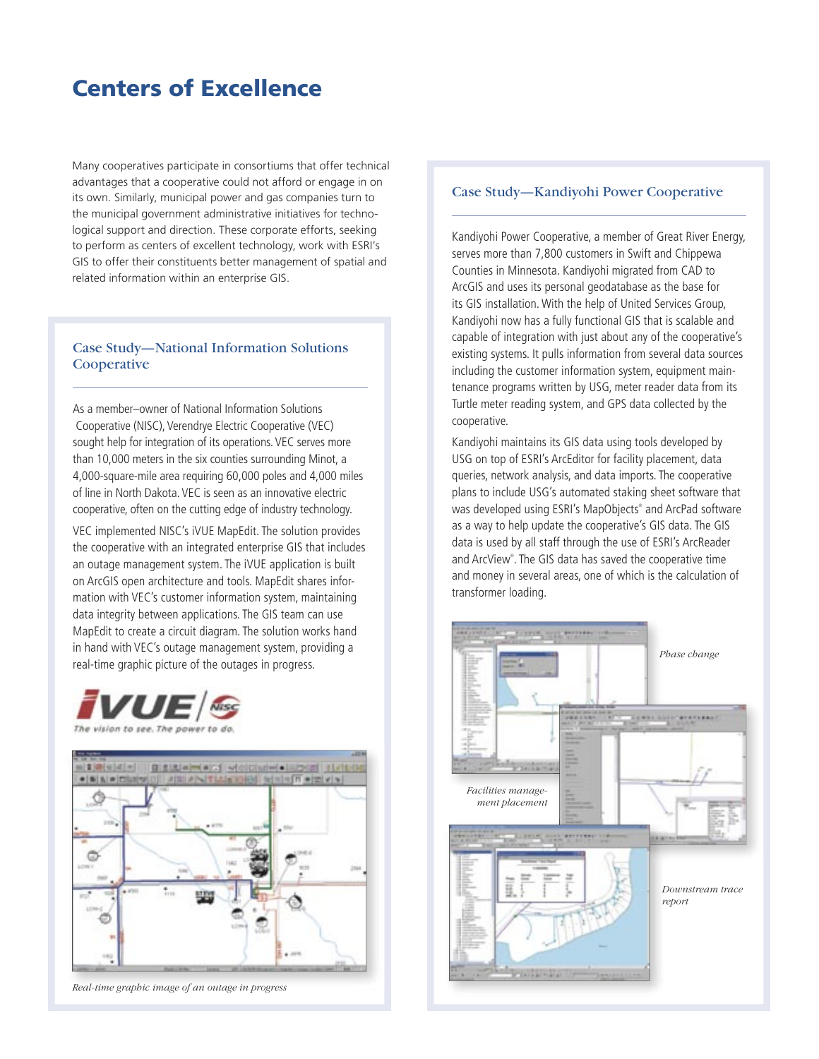# Centers of Excellence

Many cooperatives participate in consortiums that offer technical advantages that a cooperative could not afford or engage in on its own. Similarly, municipal power and gas companies turn to the municipal government administrative initiatives for technological support and direction. These corporate efforts, seeking to perform as centers of excellent technology, work with ESRI's GIS to offer their constituents better management of spatial and related information within an enterprise GIS.

## Case Study—National Information Solutions Cooperative

As a member–owner of National Information Solutions Cooperative (NISC), Verendrye Electric Cooperative (VEC) sought help for integration of its operations. VEC serves more than 10,000 meters in the six counties surrounding Minot, a 4,000-square-mile area requiring 60,000 poles and 4,000 miles of line in North Dakota. VEC is seen as an innovative electric cooperative, often on the cutting edge of industry technology.

VEC implemented NISC's iVUE MapEdit. The solution provides the cooperative with an integrated enterprise GIS that includes an outage management system. The iVUE application is built on ArcGIS open architecture and tools. MapEdit shares information with VEC's customer information system, maintaining data integrity between applications. The GIS team can use MapEdit to create a circuit diagram. The solution works hand in hand with VEC's outage management system, providing a real-time graphic picture of the outages in progress.

*Real-time graphic image of an outage in progress*

## Case Study—Kandiyohi Power Cooperative

Kandiyohi Power Cooperative, a member of Great River Energy, serves more than 7,800 customers in Swift and Chippewa Counties in Minnesota. Kandiyohi migrated from CAD to ArcGIS and uses its personal geodatabase as the base for its GIS installation. With the help of United Services Group, Kandiyohi now has a fully functional GIS that is scalable and capable of integration with just about any of the cooperative's existing systems. It pulls information from several data sources including the customer information system, equipment maintenance programs written by USG, meter reader data from its Turtle meter reading system, and GPS data collected by the cooperative.

Kandiyohi maintains its GIS data using tools developed by USG on top of ESRI's ArcEditor for facility placement, data queries, network analysis, and data imports. The cooperative plans to include USG's automated staking sheet software that was developed using ESRI's MapObjects® and ArcPad software as a way to help update the cooperative's GIS data. The GIS data is used by all staff through the use of ESRI's ArcReader and ArcView®. The GIS data has saved the cooperative time and money in several areas, one of which is the calculation of transformer loading.

*Phase change*

*Facilities management placement*

*Downstream trace report*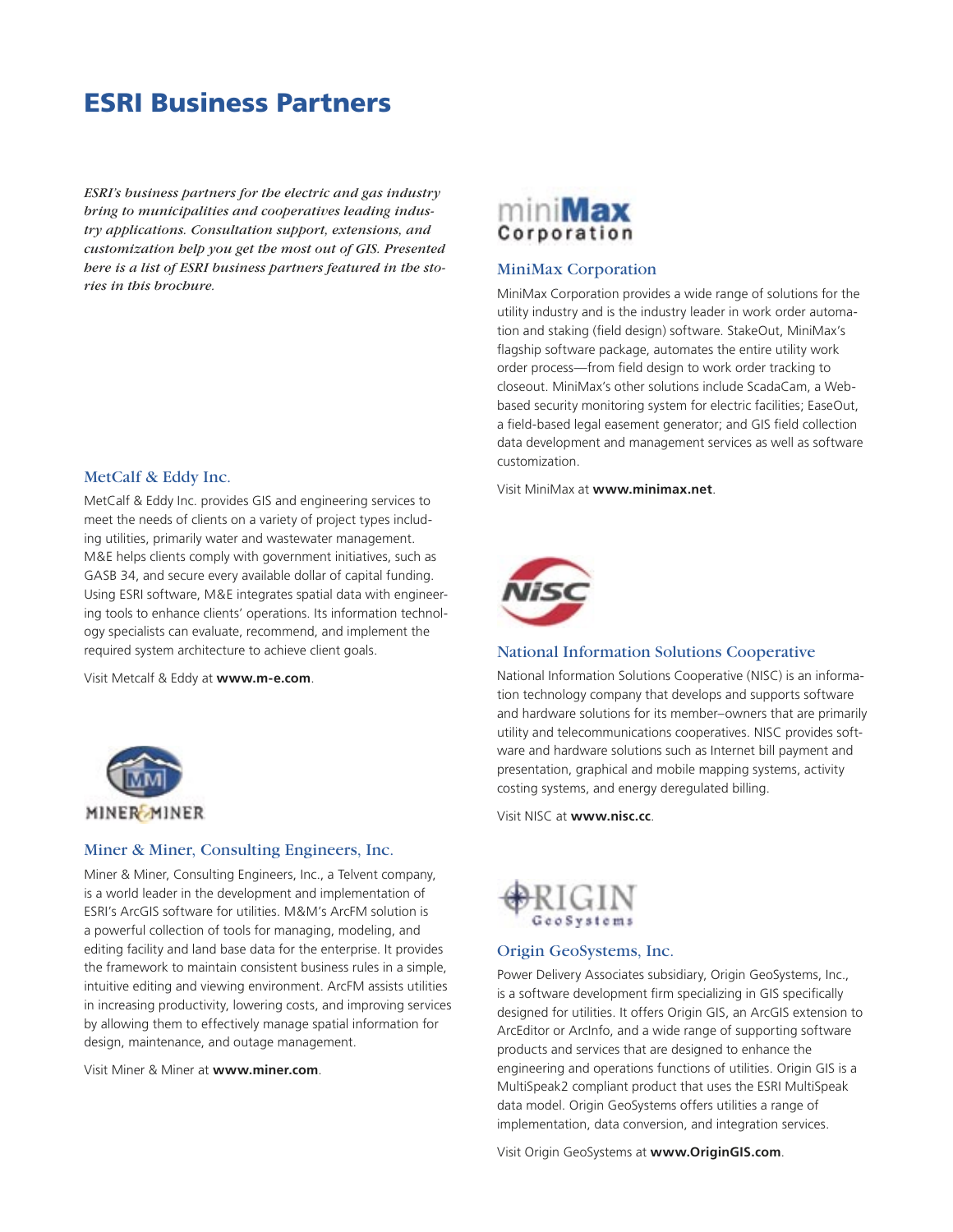# ESRI Business Partners

*ESRI's business partners for the electric and gas industry bring to municipalities and cooperatives leading industry applications. Consultation support, extensions, and customization help you get the most out of GIS. Presented here is a list of ESRI business partners featured in the stories in this brochure.*

### MetCalf & Eddy Inc.

MetCalf & Eddy Inc. provides GIS and engineering services to meet the needs of clients on a variety of project types including utilities, primarily water and wastewater management. M&E helps clients comply with government initiatives, such as GASB 34, and secure every available dollar of capital funding. Using ESRI software, M&E integrates spatial data with engineering tools to enhance clients' operations. Its information technology specialists can evaluate, recommend, and implement the required system architecture to achieve client goals.

Visit Metcalf & Eddy at **www.m-e.com**.

### Miner & Miner, Consulting Engineers, Inc.

Miner & Miner, Consulting Engineers, Inc., a Telvent company, is a world leader in the development and implementation of ESRI's ArcGIS software for utilities. M&M's ArcFM solution is a powerful collection of tools for managing, modeling, and editing facility and land base data for the enterprise. It provides the framework to maintain consistent business rules in a simple, intuitive editing and viewing environment. ArcFM assists utilities in increasing productivity, lowering costs, and improving services by allowing them to effectively manage spatial information for design, maintenance, and outage management.

Visit Miner & Miner at **www.miner.com**.

### MiniMax Corporation

MiniMax Corporation provides a wide range of solutions for the utility industry and is the industry leader in work order automation and staking (field design) software. StakeOut, MiniMax's flagship software package, automates the entire utility work order process—from field design to work order tracking to closeout. MiniMax's other solutions include ScadaCam, a Web-based security monitoring system for electric facilities; EaseOut, a field-based legal easement generator; and GIS field collection data development and management services as well as software customization.

Visit MiniMax at **www.minimax.net**.

### National Information Solutions Cooperative

National Information Solutions Cooperative (NISC) is an information technology company that develops and supports software and hardware solutions for its member–owners that are primarily utility and telecommunications cooperatives. NISC provides software and hardware solutions such as Internet bill payment and presentation, graphical and mobile mapping systems, activity costing systems, and energy deregulated billing.

Visit NISC at **www.nisc.cc**.

### Origin GeoSystems, Inc.

Power Delivery Associates subsidiary, Origin GeoSystems, Inc., is a software development firm specializing in GIS specifically designed for utilities. It offers Origin GIS, an ArcGIS extension to ArcEditor or ArcInfo, and a wide range of supporting software products and services that are designed to enhance the engineering and operations functions of utilities. Origin GIS is a MultiSpeak2 compliant product that uses the ESRI MultiSpeak data model. Origin GeoSystems offers utilities a range of implementation, data conversion, and integration services.

Visit Origin GeoSystems at **www.OriginGIS.com**.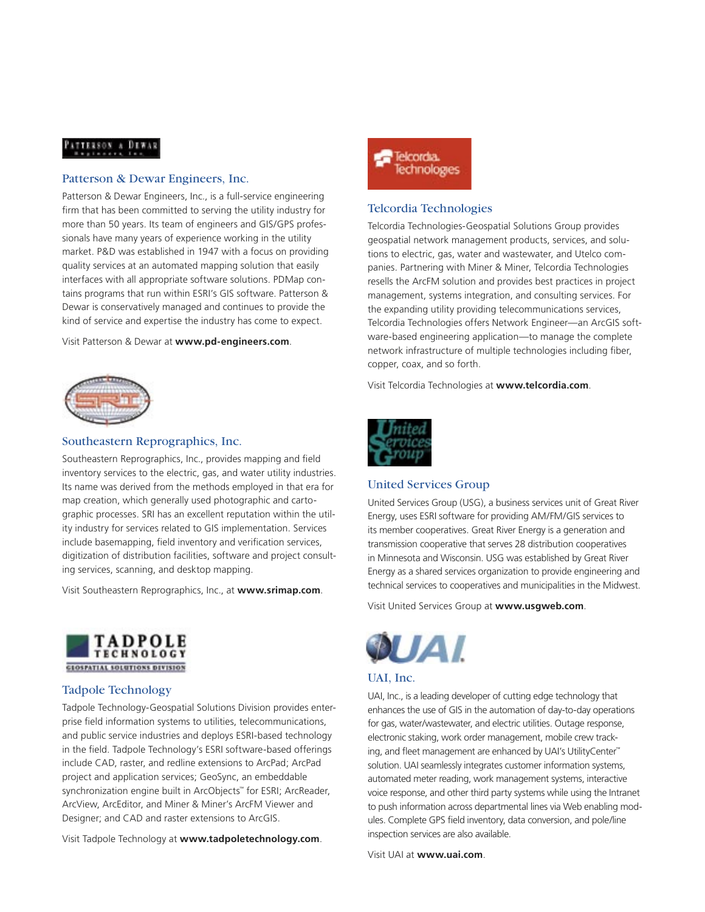## Patterson & Dewar Engineers, Inc.

Patterson & Dewar Engineers, Inc., is a full-service engineering firm that has been committed to serving the utility industry for more than 50 years. Its team of engineers and GIS/GPS professionals have many years of experience working in the utility market. P&D was established in 1947 with a focus on providing quality services at an automated mapping solution that easily interfaces with all appropriate software solutions. PDMap contains programs that run within ESRI's GIS software. Patterson & Dewar is conservatively managed and continues to provide the kind of service and expertise the industry has come to expect.

Visit Patterson & Dewar at **www.pd-engineers.com**.

## Southeastern Reprographics, Inc.

Southeastern Reprographics, Inc., provides mapping and field inventory services to the electric, gas, and water utility industries. Its name was derived from the methods employed in that era for map creation, which generally used photographic and cartographic processes. SRI has an excellent reputation within the utility industry for services related to GIS implementation. Services include basemapping, field inventory and verification services, digitization of distribution facilities, software and project consulting services, scanning, and desktop mapping.

Visit Southeastern Reprographics, Inc., at **www.srimap.com**.

## Tadpole Technology

Tadpole Technology-Geospatial Solutions Division provides enterprise field information systems to utilities, telecommunications, and public service industries and deploys ESRI-based technology in the field. Tadpole Technology's ESRI software-based offerings include CAD, raster, and redline extensions to ArcPad; ArcPad project and application services; GeoSync, an embeddable synchronization engine built in ArcObjects™ for ESRI; ArcReader, ArcView, ArcEditor, and Miner & Miner's ArcFM Viewer and Designer; and CAD and raster extensions to ArcGIS.

Visit Tadpole Technology at **www.tadpoletechnology.com**.

## Telcordia Technologies

Telcordia Technologies-Geospatial Solutions Group provides geospatial network management products, services, and solutions to electric, gas, water and wastewater, and Utelco companies. Partnering with Miner & Miner, Telcordia Technologies resells the ArcFM solution and provides best practices in project management, systems integration, and consulting services. For the expanding utility providing telecommunications services, Telcordia Technologies offers Network Engineer—an ArcGIS software-based engineering application—to manage the complete network infrastructure of multiple technologies including fiber, copper, coax, and so forth.

Visit Telcordia Technologies at **www.telcordia.com**.

## United Services Group

United Services Group (USG), a business services unit of Great River Energy, uses ESRI software for providing AM/FM/GIS services to its member cooperatives. Great River Energy is a generation and transmission cooperative that serves 28 distribution cooperatives in Minnesota and Wisconsin. USG was established by Great River Energy as a shared services organization to provide engineering and technical services to cooperatives and municipalities in the Midwest.

Visit United Services Group at **www.usgweb.com**.

## UAI, Inc.

UAI, Inc., is a leading developer of cutting edge technology that enhances the use of GIS in the automation of day-to-day operations for gas, water/wastewater, and electric utilities. Outage response, electronic staking, work order management, mobile crew tracking, and fleet management are enhanced by UAI's UtilityCenter™ solution. UAI seamlessly integrates customer information systems, automated meter reading, work management systems, interactive voice response, and other third party systems while using the Intranet to push information across departmental lines via Web enabling modules. Complete GPS field inventory, data conversion, and pole/line inspection services are also available.

Visit UAI at **www.uai.com**.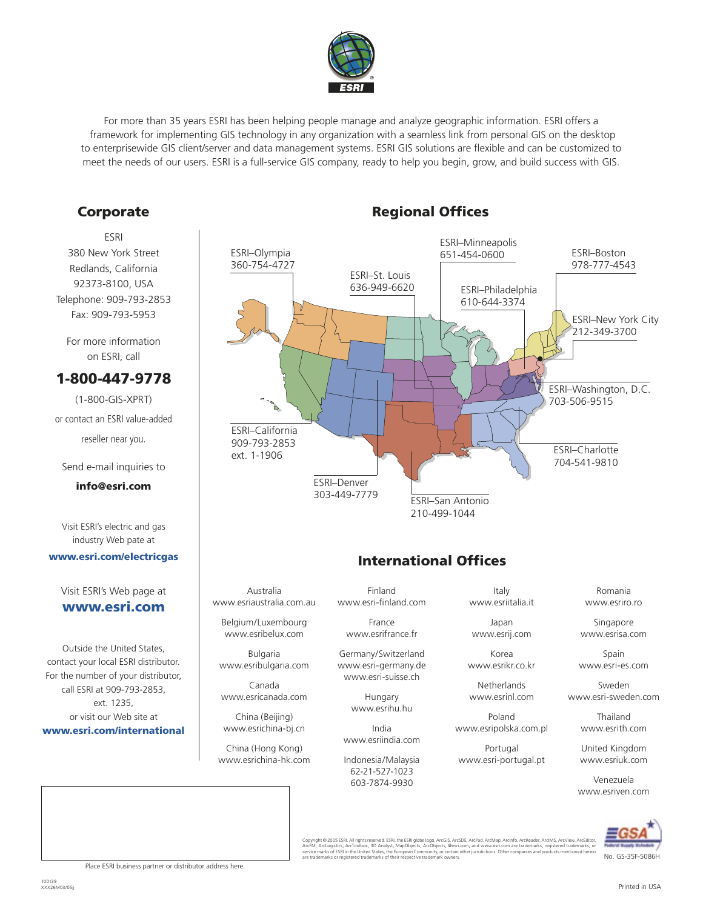ESRI

For more than 35 years ESRI has been helping people manage and analyze geographic information. ESRI offers a framework for implementing GIS technology in any organization with a seamless link from personal GIS on the desktop to enterprisewide GIS client/server and data management systems. ESRI GIS solutions are flexible and can be customized to meet the needs of our users. ESRI is a full-service GIS company, ready to help you begin, grow, and build success with GIS.

## Corporate

ESRI
380 New York Street
Redlands, California
92373-8100, USA
Telephone: 909-793-2853
Fax: 909-793-5953

For more information on ESRI, call

**1-800-447-9778**

(1-800-GIS-XPRT)

or contact an ESRI value-added reseller near you.

Send e-mail inquiries to

**info@esri.com**

Visit ESRI's electric and gas industry Web pate at

**www.esri.com/electricgas**

Visit ESRI's Web page at

**www.esri.com**

Outside the United States, contact your local ESRI distributor. For the number of your distributor, call ESRI at 909-793-2853, ext. 1235, or visit our Web site at

**www.esri.com/international**

## Regional Offices

ESRI–Olympia
360-754-4727

ESRI–St. Louis
636-949-6620

ESRI–Minneapolis
651-454-0600

ESRI–Philadelphia
610-644-3374

ESRI–Boston
978-777-4543

ESRI–New York City
212-349-3700

ESRI–Washington, D.C.
703-506-9515

ESRI–Charlotte
704-541-9810

ESRI–California
909-793-2853
ext. 1-1906

ESRI–Denver
303-449-7779

ESRI–San Antonio
210-499-1044

## International Offices

Australia
www.esriaustralia.com.au

Belgium/Luxembourg
www.esribelux.com

Bulgaria
www.esribulgaria.com

Canada
www.esricanada.com

China (Beijing)
www.esrichina-bj.cn

China (Hong Kong)
www.esrichina-hk.com

Finland
www.esri-finland.com

France
www.esrifrance.fr

Germany/Switzerland
www.esri-germany.de
www.esri-suisse.ch

Hungary
www.esrihu.hu

India
www.esriindia.com

Indonesia/Malaysia
62-21-527-1023
603-7874-9930

Italy
www.esriitalia.it

Japan
www.esrij.com

Korea
www.esrikr.co.kr

Netherlands
www.esrinl.com

Poland
www.esripolska.com.pl

Portugal
www.esri-portugal.pt

Romania
www.esriro.ro

Singapore
www.esrisa.com

Spain
www.esri-es.com

Sweden
www.esri-sweden.com

Thailand
www.esrith.com

United Kingdom
www.esriuk.com

Venezuela
www.esriven.com

Place ESRI business partner or distributor address here.

Copyright © 2005 ESRI. All rights reserved. ESRI, the ESRI globe logo, ArcGIS, ArcSDE, ArcPad, ArcMap, ArcInfo, ArcReader, ArcIMS, ArcView, ArcEditor, ArcFM, ArcLogistics, ArcToolbox, 3D Analyst, MapObjects, ArcObjects, @esri.com, and www.esri.com are trademarks, registered trademarks, or service marks of ESRI in the United States, the European Community, or certain other jurisdictions. Other companies and products mentioned herein are trademarks or registered trademarks of their respective trademark owners.

GSA Federal Supply Schedule
No. GS-35F-5086H

100139
XXX26M03/05jj

Printed in USA